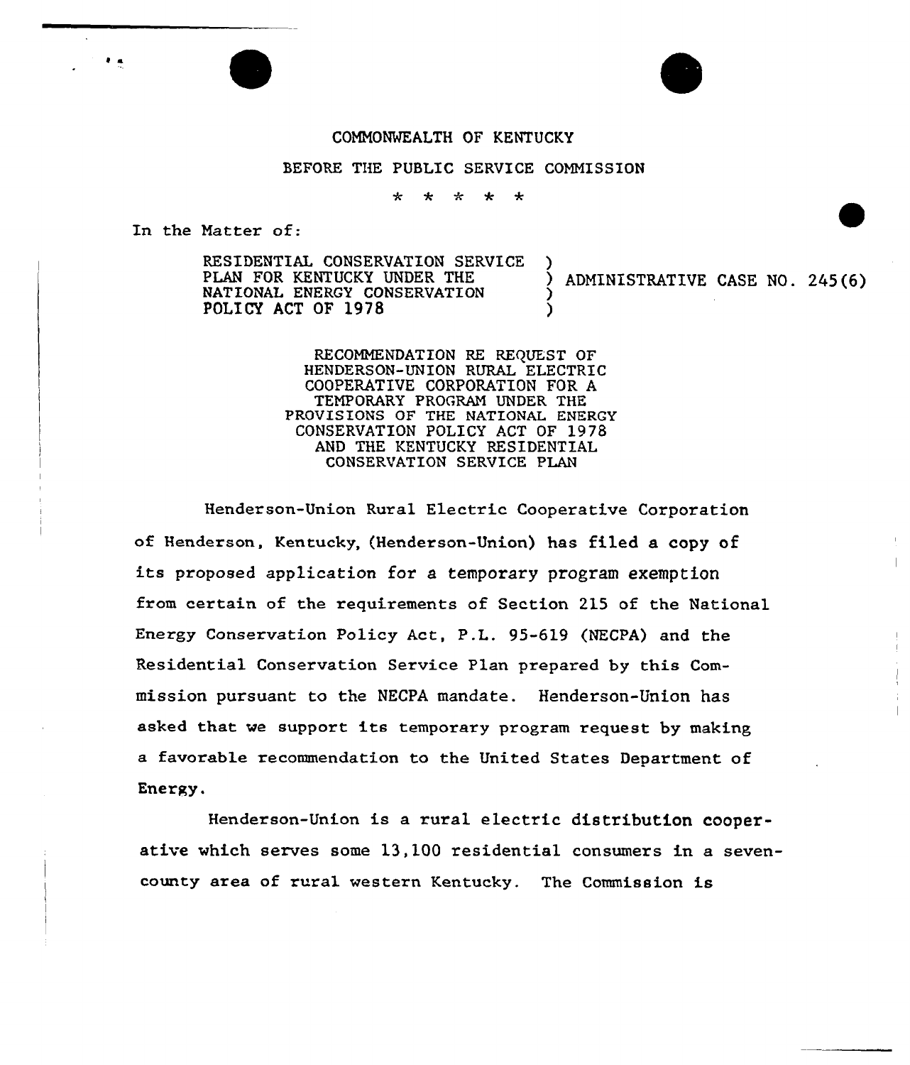COMMONWEALTH OF KENTUCKY

BEFORE THE PUBLIC SERVICE COMMISSION

\* \* \* \* \*

In the Matter of:

RESIDENTIAL CONSERVATION SERVICE PLAN FOR KENTUCKY UNDER THE NATIONAL ENERGY CONSERVATION POLICY ACT OF 1978 ) ADMINISTRATIVE CASE NO. 245(6)

RECOMMENDATION RE REQUEST OF HENDERSON-UNION RURAL ELECTRIC COOPERATIVE CORPORATION FOR A TEMPORARY PROGRAM UNDER THE PROVISIONS OF THE NATIONAL ENERGY CONSERVATION POLICY ACT OF 1978 AND THE KENTUCKY RESIDENTIAL CONSERVATION SERVICE PLAN

Henderson-Union Rural Electric Cooperative Corporation of Henderson, Kentucky, (Henderson-Union) has filed a copy of its proposed application for a temporary program exemption from certain of the requirements of Section 215 of the National Energy Conservation Policy Act, P.L. 95-619 (NECPA) and the Residential Conservation Service Plan prepared by this Commission pursuant to the NECPA mandate. Henderson-Union has asked that we support its temporary program request by making a favorable recommendation to the United States Department of Energy.

Henderson-Union is a rural electric distribution cooperative which serves some 13,100 residential consumers in a seven-county area of rural western Kentucky. The Commission is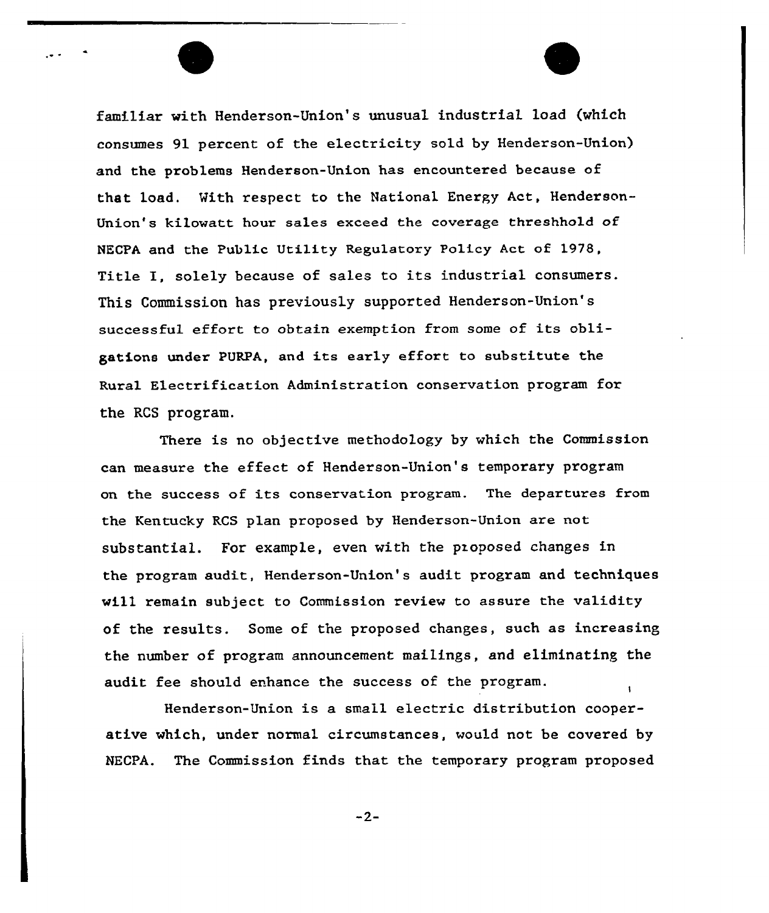familiar with Henderson-Union's unusual industrial load (which consumes 91 percent of the electricity sold by Henderson-Union) and the problems Henderson-Union has encountered because of that load. With respect to the National Energy Act, Henderson-Union's kilowatt hour sales exceed the coverage threshhold of NECPA and the Public Utility Regulatory Policy Act of 1978, Title I, solely because of sales to its industrial consumers. This Commission has previously supported Henderson-Union's successful effort to obtain exemption from some of its obligations under PURPA, and its early effort to substitute the Rural Electrification Administration conservation program for the RCS program.

There is no objective methodology by which the Commission can measure the effect of Henderson-Union's temporary program on the success of its conservation program. The departures from the Kentucky RCS plan proposed by Henderson-Union are not substantial. For example, even with the proposed changes in the program audit, Henderson-Union's audit program and techniques will remain subject to Commission review to assure the validity of the results. Some of the proposed changes, such as increasing the number of program announcement mailings, and eliminating the audit fee should enhance the success of the program.

Henderson-Union is a small electric distribution cooperative which, under normal circumstances, would not be covered by NECPA. The Commission finds that the temporary program proposed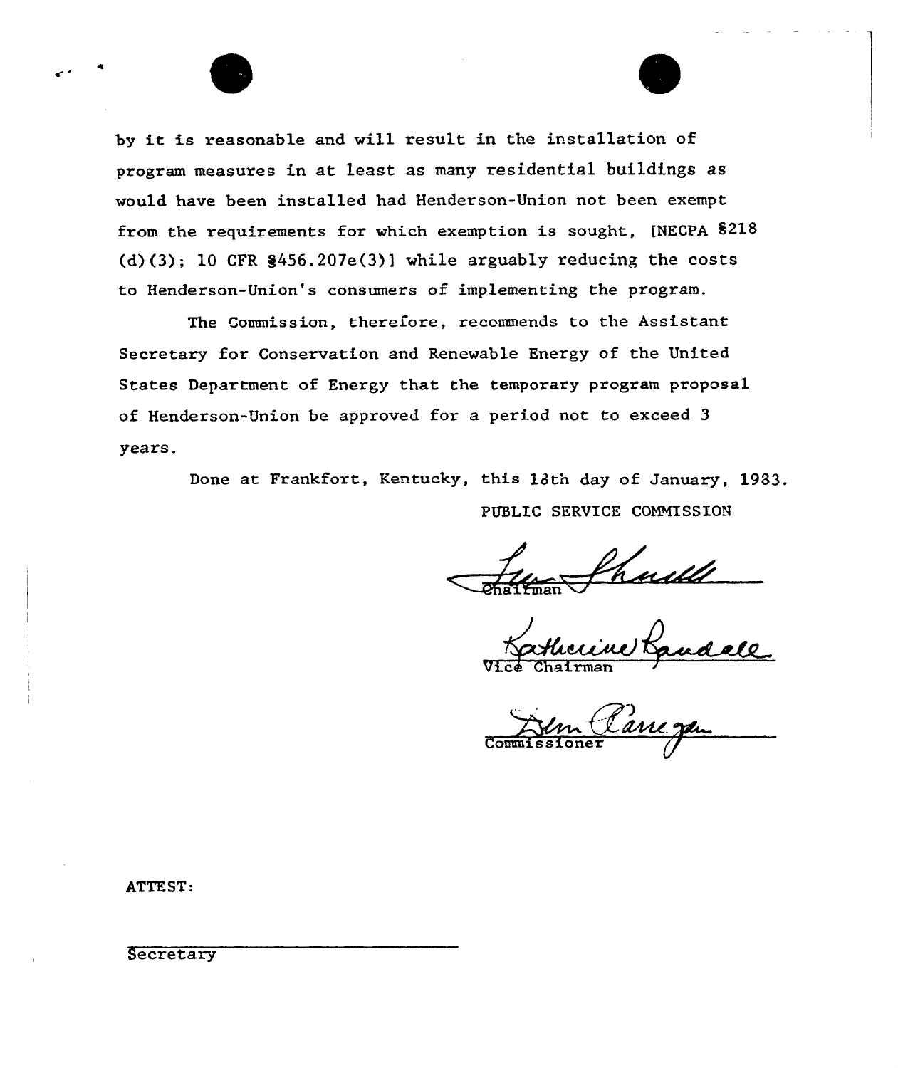by it is reasonable and will result in the installation of program measures in at least as many residential buildings as would have been installed had Henderson-Union not been exempt from the requirements for which exemption is sought, [NECPA §218 (d)(3); 10 CFR §456.207e(3)] while arguably reducing the costs to Henderson-Union's consumers of implementing the program.

The Commission, therefore, recommends to the Assistant Secretary for Conservation and Renewable Energy of the United States Department of Energy that the temporary program proposal of Henderson-Union be approved for a period not to exceed 3 years.

Done at Frankfort, Kentucky, this 18th day of January, 1983.

PUBLIC SERVICE COMMISSION

Chairman

Vice Chairman

Commissioner

ATTEST:

Secretary